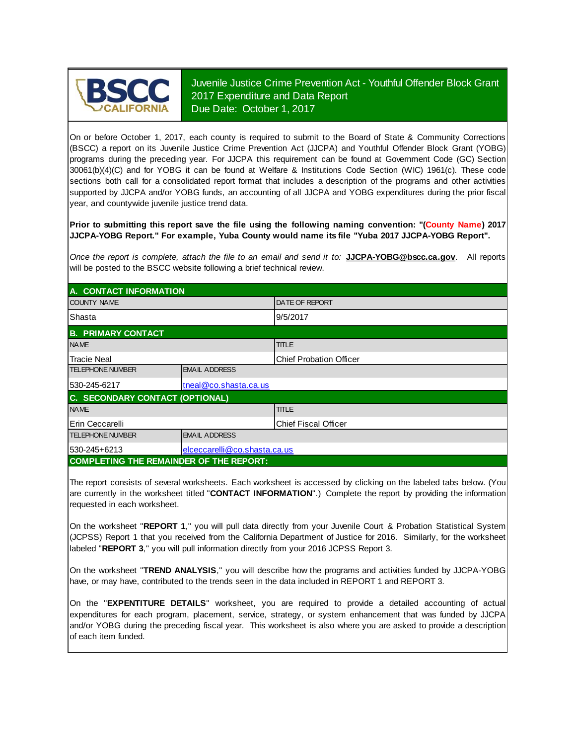BSCC CALIFORNIA

# Juvenile Justice Crime Prevention Act - Youthful Offender Block Grant 2017 Expenditure and Data Report

Due Date: October 1, 2017

On or before October 1, 2017, each county is required to submit to the Board of State & Community Corrections (BSCC) a report on its Juvenile Justice Crime Prevention Act (JJCPA) and Youthful Offender Block Grant (YOBG) programs during the preceding year. For JJCPA this requirement can be found at Government Code (GC) Section 30061(b)(4)(C) and for YOBG it can be found at Welfare & Institutions Code Section (WIC) 1961(c). These code sections both call for a consolidated report format that includes a description of the programs and other activities supported by JJCPA and/or YOBG funds, an accounting of all JJCPA and YOBG expenditures during the prior fiscal year, and countywide juvenile justice trend data.

**Prior to submitting this report save the file using the following naming convention: "(County Name) 2017 JJCPA-YOBG Report." For example, Yuba County would name its file "Yuba 2017 JJCPA-YOBG Report".**

*Once the report is complete, attach the file to an email and send it to:* **JJCPA-YOBG@bscc.ca.gov**. All reports will be posted to the BSCC website following a brief technical review.

## A. CONTACT INFORMATION

| COUNTY NAME | DATE OF REPORT |
|---|---|
| Shasta | 9/5/2017 |

## B. PRIMARY CONTACT

| NAME | TITLE |
|---|---|
| Tracie Neal | Chief Probation Officer |

| TELEPHONE NUMBER | EMAIL ADDRESS |
|---|---|
| 530-245-6217 | tneal@co.shasta.ca.us |

## C. SECONDARY CONTACT (OPTIONAL)

| NAME | TITLE |
|---|---|
| Erin Ceccarelli | Chief Fiscal Officer |

| TELEPHONE NUMBER | EMAIL ADDRESS |
|---|---|
| 530-245+6213 | elceccarelli@co.shasta.ca.us |

## COMPLETING THE REMAINDER OF THE REPORT:

The report consists of several worksheets. Each worksheet is accessed by clicking on the labeled tabs below. (You are currently in the worksheet titled "**CONTACT INFORMATION**".) Complete the report by providing the information requested in each worksheet.

On the worksheet "**REPORT 1**," you will pull data directly from your Juvenile Court & Probation Statistical System (JCPSS) Report 1 that you received from the California Department of Justice for 2016. Similarly, for the worksheet labeled "**REPORT 3**," you will pull information directly from your 2016 JCPSS Report 3.

On the worksheet "**TREND ANALYSIS**," you will describe how the programs and activities funded by JJCPA-YOBG have, or may have, contributed to the trends seen in the data included in REPORT 1 and REPORT 3.

On the "**EXPENTITURE DETAILS**" worksheet, you are required to provide a detailed accounting of actual expenditures for each program, placement, service, strategy, or system enhancement that was funded by JJCPA and/or YOBG during the preceding fiscal year. This worksheet is also where you are asked to provide a description of each item funded.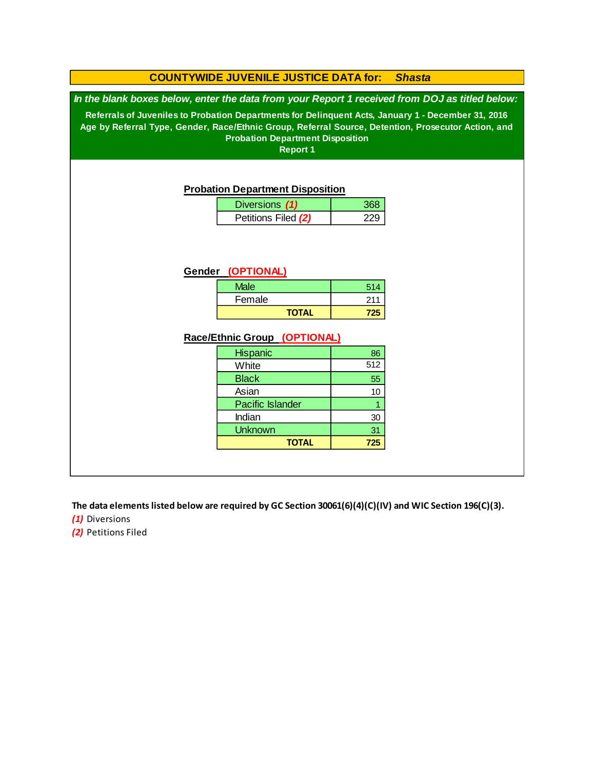# COUNTYWIDE JUVENILE JUSTICE DATA for: *Shasta*

***In the blank boxes below, enter the data from your Report 1 received from DOJ as titled below:***

**Referrals of Juveniles to Probation Departments for Delinquent Acts, January 1 - December 31, 2016**
**Age by Referral Type, Gender, Race/Ethnic Group, Referral Source, Detention, Prosecutor Action, and Probation Department Disposition**
**Report 1**

## Probation Department Disposition

| | |
|---|---|
| Diversions ***(1)*** | 368 |
| Petitions Filed ***(2)*** | 229 |

## Gender (OPTIONAL)

| | |
|---|---|
| Male | 514 |
| Female | 211 |
| **TOTAL** | **725** |

## Race/Ethnic Group (OPTIONAL)

| | |
|---|---|
| Hispanic | 86 |
| White | 512 |
| Black | 55 |
| Asian | 10 |
| Pacific Islander | 1 |
| Indian | 30 |
| Unknown | 31 |
| **TOTAL** | **725** |

**The data elements listed below are required by GC Section 30061(6)(4)(C)(IV) and WIC Section 196(C)(3).**

***(1)*** Diversions

***(2)*** Petitions Filed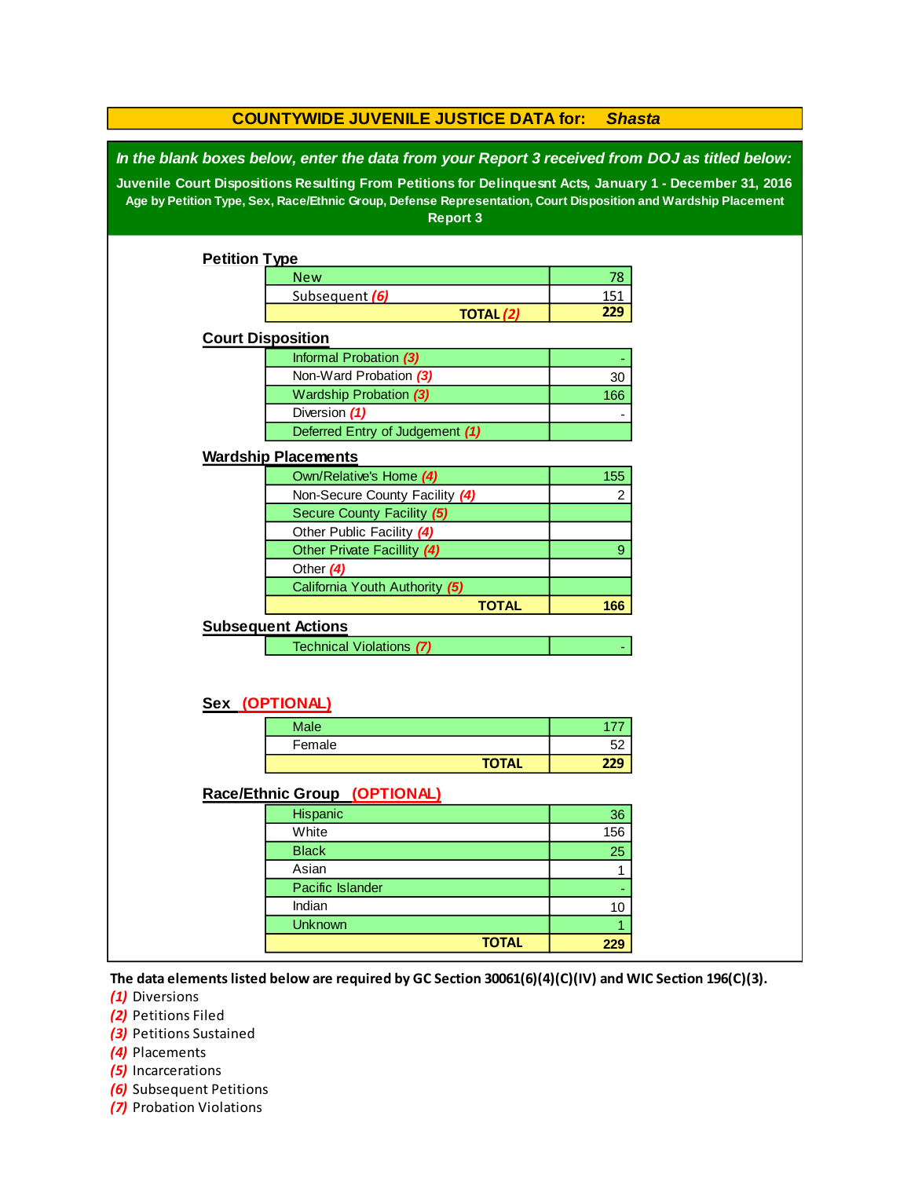# COUNTYWIDE JUVENILE JUSTICE DATA for: *Shasta*

***In the blank boxes below, enter the data from your Report 3 received from DOJ as titled below:***

**Juvenile Court Dispositions Resulting From Petitions for Delinquesnt Acts, January 1 - December 31, 2016**

**Age by Petition Type, Sex, Race/Ethnic Group, Defense Representation, Court Disposition and Wardship Placement**

**Report 3**

## Petition Type

| | |
|---|---|
| New | 78 |
| Subsequent *(6)* | 151 |
| **TOTAL *(2)*** | **229** |

## Court Disposition

| | |
|---|---|
| Informal Probation *(3)* | - |
| Non-Ward Probation *(3)* | 30 |
| Wardship Probation *(3)* | 166 |
| Diversion *(1)* | - |
| Deferred Entry of Judgement *(1)* | |

## Wardship Placements

| | |
|---|---|
| Own/Relative's Home *(4)* | 155 |
| Non-Secure County Facility *(4)* | 2 |
| Secure County Facility *(5)* | |
| Other Public Facility *(4)* | |
| Other Private Facillity *(4)* | 9 |
| Other *(4)* | |
| California Youth Authority *(5)* | |
| **TOTAL** | **166** |

## Subsequent Actions

| | |
|---|---|
| Technical Violations *(7)* | - |

## Sex (OPTIONAL)

| | |
|---|---|
| Male | 177 |
| Female | 52 |
| **TOTAL** | **229** |

## Race/Ethnic Group (OPTIONAL)

| | |
|---|---|
| Hispanic | 36 |
| White | 156 |
| Black | 25 |
| Asian | 1 |
| Pacific Islander | - |
| Indian | 10 |
| Unknown | 1 |
| **TOTAL** | **229** |

**The data elements listed below are required by GC Section 30061(6)(4)(C)(IV) and WIC Section 196(C)(3).**

*(1)* Diversions
*(2)* Petitions Filed
*(3)* Petitions Sustained
*(4)* Placements
*(5)* Incarcerations
*(6)* Subsequent Petitions
*(7)* Probation Violations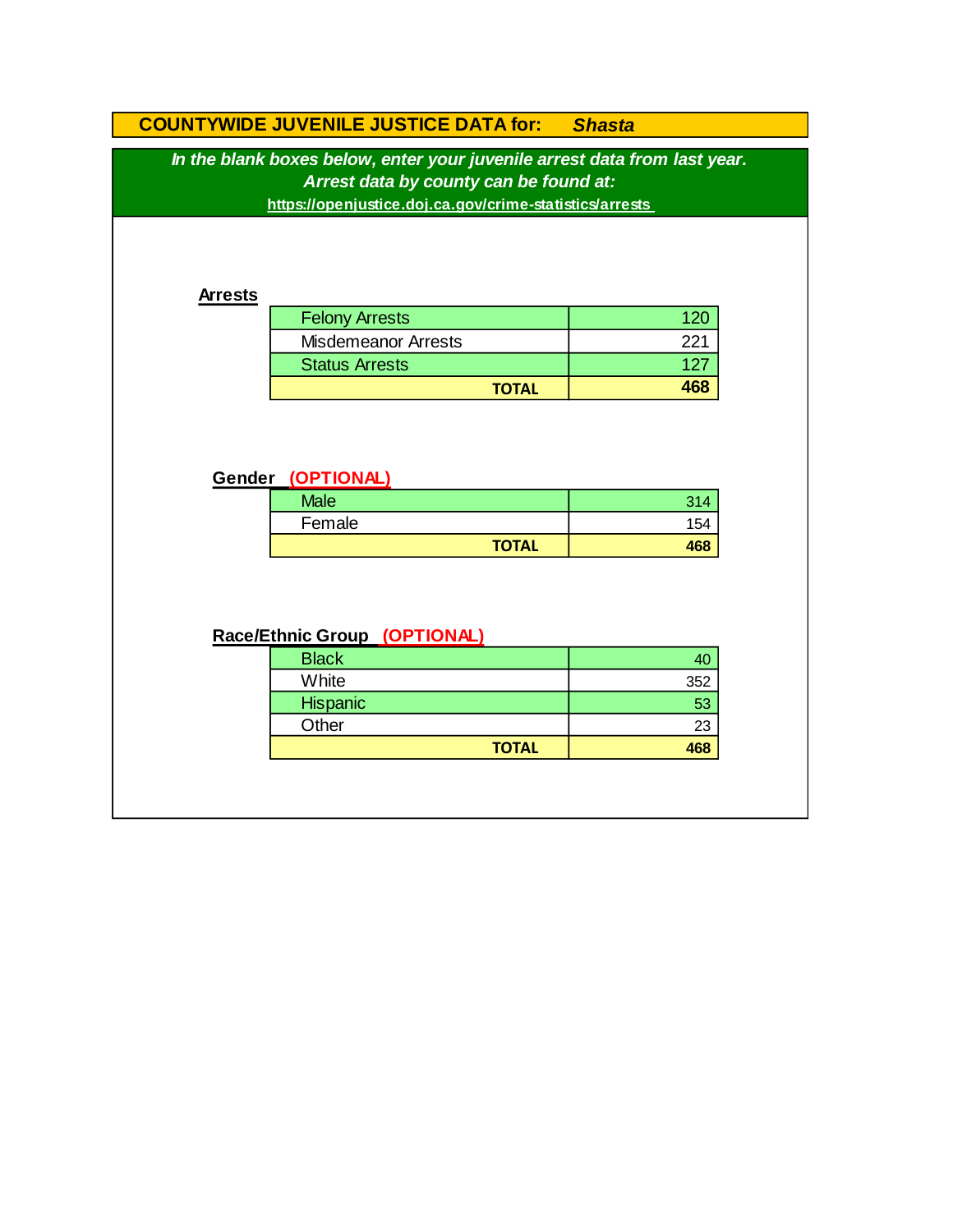## COUNTYWIDE JUVENILE JUSTICE DATA for: *Shasta*

***In the blank boxes below, enter your juvenile arrest data from last year.***
***Arrest data by county can be found at:***
**https://openjustice.doj.ca.gov/crime-statistics/arrests**

**Arrests**

| | |
|---|---|
| Felony Arrests | 120 |
| Misdemeanor Arrests | 221 |
| Status Arrests | 127 |
| **TOTAL** | **468** |

**Gender (OPTIONAL)**

| | |
|---|---|
| Male | 314 |
| Female | 154 |
| **TOTAL** | **468** |

**Race/Ethnic Group (OPTIONAL)**

| | |
|---|---|
| Black | 40 |
| White | 352 |
| Hispanic | 53 |
| Other | 23 |
| **TOTAL** | **468** |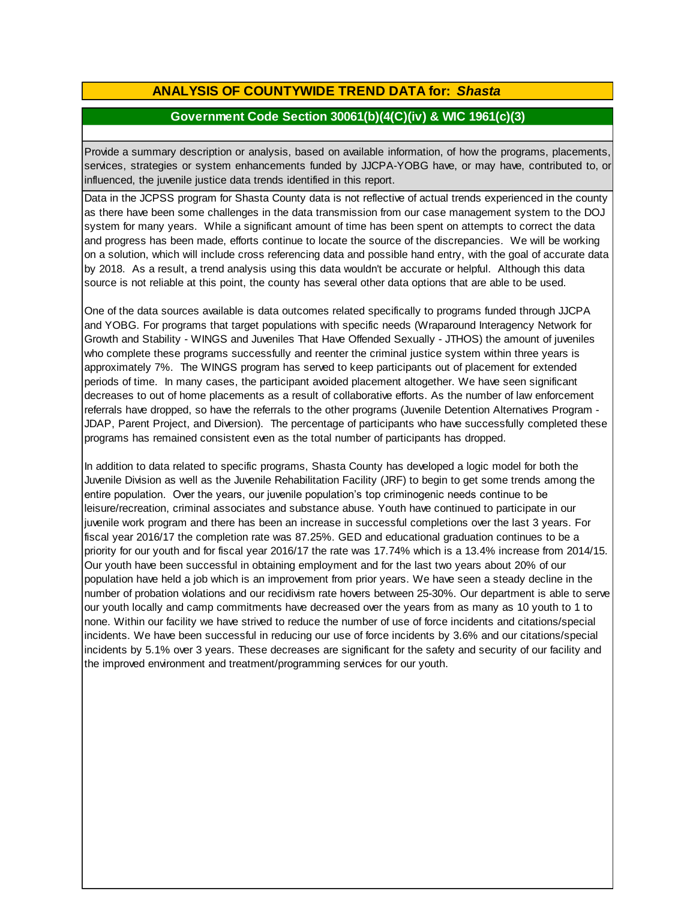## ANALYSIS OF COUNTYWIDE TREND DATA for: *Shasta*

### Government Code Section 30061(b)(4(C)(iv) & WIC 1961(c)(3)

Provide a summary description or analysis, based on available information, of how the programs, placements, services, strategies or system enhancements funded by JJCPA-YOBG have, or may have, contributed to, or influenced, the juvenile justice data trends identified in this report.

Data in the JCPSS program for Shasta County data is not reflective of actual trends experienced in the county as there have been some challenges in the data transmission from our case management system to the DOJ system for many years. While a significant amount of time has been spent on attempts to correct the data and progress has been made, efforts continue to locate the source of the discrepancies. We will be working on a solution, which will include cross referencing data and possible hand entry, with the goal of accurate data by 2018. As a result, a trend analysis using this data wouldn't be accurate or helpful. Although this data source is not reliable at this point, the county has several other data options that are able to be used.

One of the data sources available is data outcomes related specifically to programs funded through JJCPA and YOBG. For programs that target populations with specific needs (Wraparound Interagency Network for Growth and Stability - WINGS and Juveniles That Have Offended Sexually - JTHOS) the amount of juveniles who complete these programs successfully and reenter the criminal justice system within three years is approximately 7%. The WINGS program has served to keep participants out of placement for extended periods of time. In many cases, the participant avoided placement altogether. We have seen significant decreases to out of home placements as a result of collaborative efforts. As the number of law enforcement referrals have dropped, so have the referrals to the other programs (Juvenile Detention Alternatives Program - JDAP, Parent Project, and Diversion). The percentage of participants who have successfully completed these programs has remained consistent even as the total number of participants has dropped.

In addition to data related to specific programs, Shasta County has developed a logic model for both the Juvenile Division as well as the Juvenile Rehabilitation Facility (JRF) to begin to get some trends among the entire population. Over the years, our juvenile population's top criminogenic needs continue to be leisure/recreation, criminal associates and substance abuse. Youth have continued to participate in our juvenile work program and there has been an increase in successful completions over the last 3 years. For fiscal year 2016/17 the completion rate was 87.25%. GED and educational graduation continues to be a priority for our youth and for fiscal year 2016/17 the rate was 17.74% which is a 13.4% increase from 2014/15. Our youth have been successful in obtaining employment and for the last two years about 20% of our population have held a job which is an improvement from prior years. We have seen a steady decline in the number of probation violations and our recidivism rate hovers between 25-30%. Our department is able to serve our youth locally and camp commitments have decreased over the years from as many as 10 youth to 1 to none. Within our facility we have strived to reduce the number of use of force incidents and citations/special incidents. We have been successful in reducing our use of force incidents by 3.6% and our citations/special incidents by 5.1% over 3 years. These decreases are significant for the safety and security of our facility and the improved environment and treatment/programming services for our youth.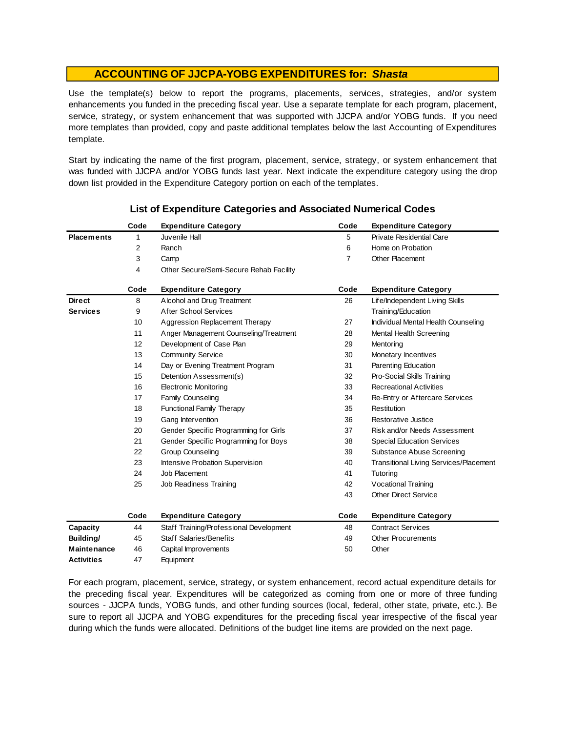## ACCOUNTING OF JJCPA-YOBG EXPENDITURES for: *Shasta*

Use the template(s) below to report the programs, placements, services, strategies, and/or system enhancements you funded in the preceding fiscal year. Use a separate template for each program, placement, service, strategy, or system enhancement that was supported with JJCPA and/or YOBG funds. If you need more templates than provided, copy and paste additional templates below the last Accounting of Expenditures template.

Start by indicating the name of the first program, placement, service, strategy, or system enhancement that was funded with JJCPA and/or YOBG funds last year. Next indicate the expenditure category using the drop down list provided in the Expenditure Category portion on each of the templates.

### List of Expenditure Categories and Associated Numerical Codes

| | Code | Expenditure Category | Code | Expenditure Category |
|---|---|---|---|---|
| **Placements** | 1 | Juvenile Hall | 5 | Private Residential Care |
| | 2 | Ranch | 6 | Home on Probation |
| | 3 | Camp | 7 | Other Placement |
| | 4 | Other Secure/Semi-Secure Rehab Facility | | |

| | Code | Expenditure Category | Code | Expenditure Category |
|---|---|---|---|---|
| **Direct Services** | 8 | Alcohol and Drug Treatment | 26 | Life/Independent Living Skills Training/Education |
| | 9 | After School Services | 27 | Individual Mental Health Counseling |
| | 10 | Aggression Replacement Therapy | 28 | Mental Health Screening |
| | 11 | Anger Management Counseling/Treatment | 29 | Mentoring |
| | 12 | Development of Case Plan | 30 | Monetary Incentives |
| | 13 | Community Service | 31 | Parenting Education |
| | 14 | Day or Evening Treatment Program | 32 | Pro-Social Skills Training |
| | 15 | Detention Assessment(s) | 33 | Recreational Activities |
| | 16 | Electronic Monitoring | 34 | Re-Entry or Aftercare Services |
| | 17 | Family Counseling | 35 | Restitution |
| | 18 | Functional Family Therapy | 36 | Restorative Justice |
| | 19 | Gang Intervention | 37 | Risk and/or Needs Assessment |
| | 20 | Gender Specific Programming for Girls | 38 | Special Education Services |
| | 21 | Gender Specific Programming for Boys | 39 | Substance Abuse Screening |
| | 22 | Group Counseling | 40 | Transitional Living Services/Placement |
| | 23 | Intensive Probation Supervision | 41 | Tutoring |
| | 24 | Job Placement | 42 | Vocational Training |
| | 25 | Job Readiness Training | 43 | Other Direct Service |

| | Code | Expenditure Category | Code | Expenditure Category |
|---|---|---|---|---|
| **Capacity Building/ Maintenance Activities** | 44 | Staff Training/Professional Development | 48 | Contract Services |
| | 45 | Staff Salaries/Benefits | 49 | Other Procurements |
| | 46 | Capital Improvements | 50 | Other |
| | 47 | Equipment | | |

For each program, placement, service, strategy, or system enhancement, record actual expenditure details for the preceding fiscal year. Expenditures will be categorized as coming from one or more of three funding sources - JJCPA funds, YOBG funds, and other funding sources (local, federal, other state, private, etc.). Be sure to report all JJCPA and YOBG expenditures for the preceding fiscal year irrespective of the fiscal year during which the funds were allocated. Definitions of the budget line items are provided on the next page.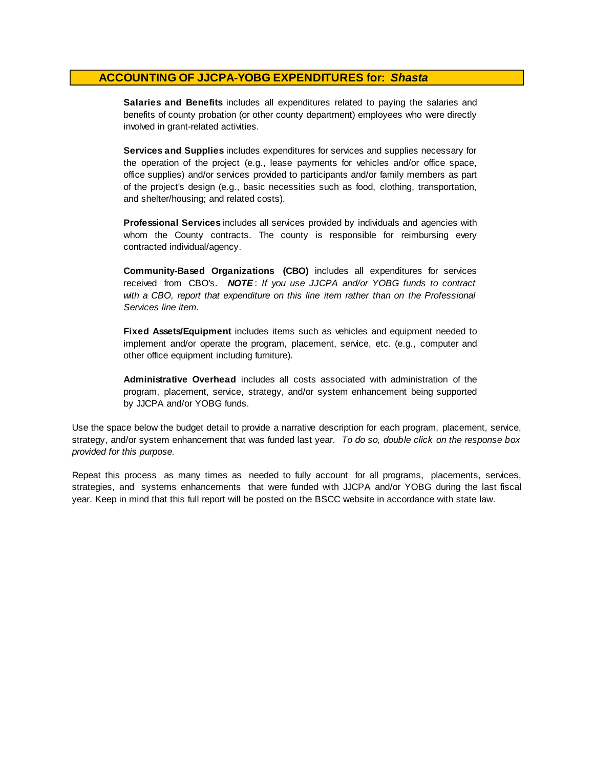## ACCOUNTING OF JJCPA-YOBG EXPENDITURES for: *Shasta*

**Salaries and Benefits** includes all expenditures related to paying the salaries and benefits of county probation (or other county department) employees who were directly involved in grant-related activities.

**Services and Supplies** includes expenditures for services and supplies necessary for the operation of the project (e.g., lease payments for vehicles and/or office space, office supplies) and/or services provided to participants and/or family members as part of the project's design (e.g., basic necessities such as food, clothing, transportation, and shelter/housing; and related costs).

**Professional Services** includes all services provided by individuals and agencies with whom the County contracts. The county is responsible for reimbursing every contracted individual/agency.

**Community-Based Organizations (CBO)** includes all expenditures for services received from CBO's. ***NOTE***: *If you use JJCPA and/or YOBG funds to contract with a CBO, report that expenditure on this line item rather than on the Professional Services line item.*

**Fixed Assets/Equipment** includes items such as vehicles and equipment needed to implement and/or operate the program, placement, service, etc. (e.g., computer and other office equipment including furniture).

**Administrative Overhead** includes all costs associated with administration of the program, placement, service, strategy, and/or system enhancement being supported by JJCPA and/or YOBG funds.

Use the space below the budget detail to provide a narrative description for each program, placement, service, strategy, and/or system enhancement that was funded last year. *To do so, double click on the response box provided for this purpose.*

Repeat this process as many times as needed to fully account for all programs, placements, services, strategies, and systems enhancements that were funded with JJCPA and/or YOBG during the last fiscal year. Keep in mind that this full report will be posted on the BSCC website in accordance with state law.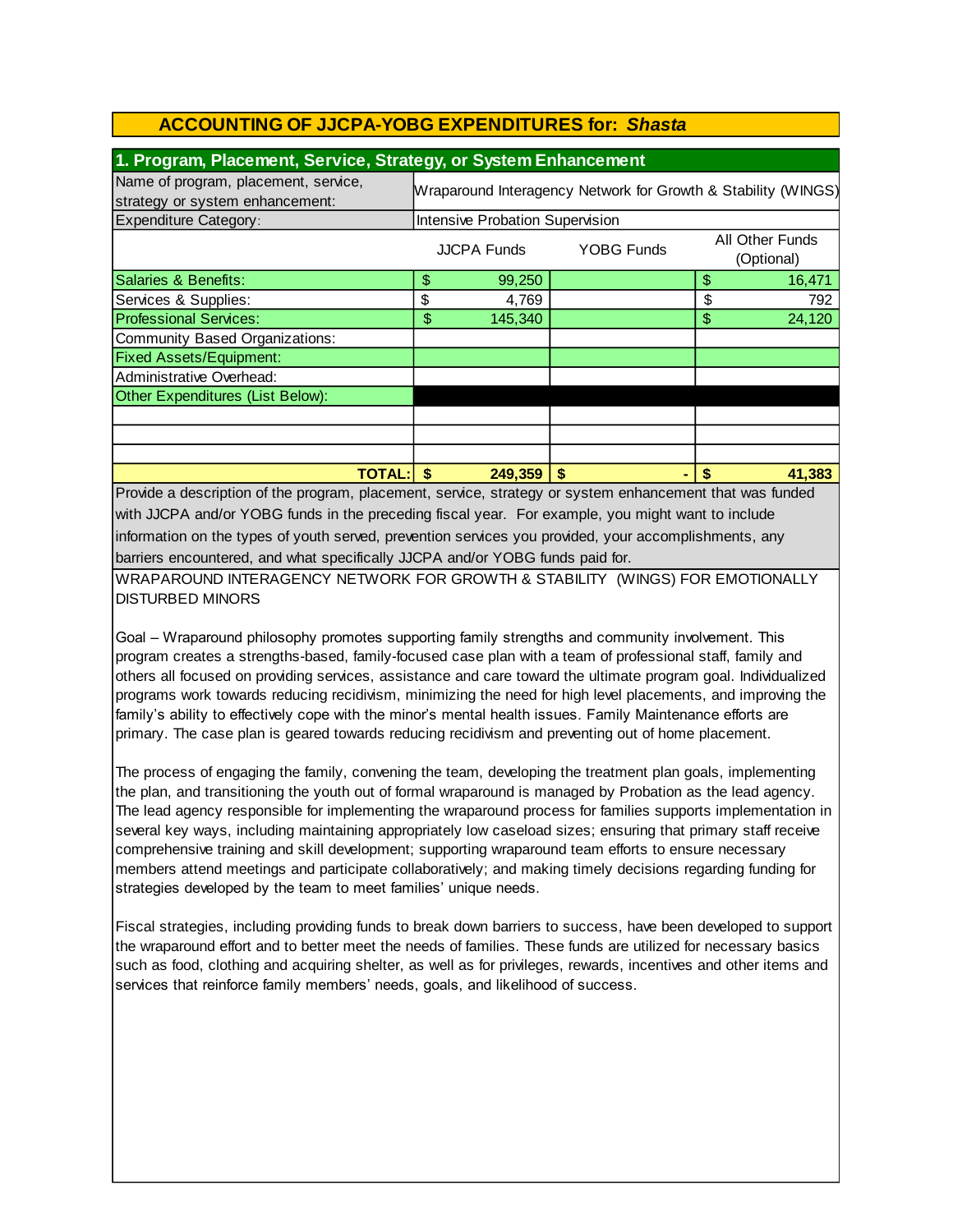## ACCOUNTING OF JJCPA-YOBG EXPENDITURES for: *Shasta*

### 1. Program, Placement, Service, Strategy, or System Enhancement

| Name of program, placement, service, strategy or system enhancement: | Wraparound Interagency Network for Growth & Stability (WINGS) | | |
|---|---|---|---|
| Expenditure Category: | Intensive Probation Supervision | | |
| | JJCPA Funds | YOBG Funds | All Other Funds (Optional) |
| Salaries & Benefits: | $ 99,250 | | $ 16,471 |
| Services & Supplies: | $ 4,769 | | $ 792 |
| Professional Services: | $ 145,340 | | $ 24,120 |
| Community Based Organizations: | | | |
| Fixed Assets/Equipment: | | | |
| Administrative Overhead: | | | |
| Other Expenditures (List Below): | | | |
| | | | |
| | | | |
| | | | |
| **TOTAL:** | **$ 249,359** | **$ -** | **$ 41,383** |

Provide a description of the program, placement, service, strategy or system enhancement that was funded with JJCPA and/or YOBG funds in the preceding fiscal year. For example, you might want to include information on the types of youth served, prevention services you provided, your accomplishments, any barriers encountered, and what specifically JJCPA and/or YOBG funds paid for.

WRAPAROUND INTERAGENCY NETWORK FOR GROWTH & STABILITY (WINGS) FOR EMOTIONALLY DISTURBED MINORS

Goal – Wraparound philosophy promotes supporting family strengths and community involvement. This program creates a strengths-based, family-focused case plan with a team of professional staff, family and others all focused on providing services, assistance and care toward the ultimate program goal. Individualized programs work towards reducing recidivism, minimizing the need for high level placements, and improving the family's ability to effectively cope with the minor's mental health issues. Family Maintenance efforts are primary. The case plan is geared towards reducing recidivism and preventing out of home placement.

The process of engaging the family, convening the team, developing the treatment plan goals, implementing the plan, and transitioning the youth out of formal wraparound is managed by Probation as the lead agency. The lead agency responsible for implementing the wraparound process for families supports implementation in several key ways, including maintaining appropriately low caseload sizes; ensuring that primary staff receive comprehensive training and skill development; supporting wraparound team efforts to ensure necessary members attend meetings and participate collaboratively; and making timely decisions regarding funding for strategies developed by the team to meet families' unique needs.

Fiscal strategies, including providing funds to break down barriers to success, have been developed to support the wraparound effort and to better meet the needs of families. These funds are utilized for necessary basics such as food, clothing and acquiring shelter, as well as for privileges, rewards, incentives and other items and services that reinforce family members' needs, goals, and likelihood of success.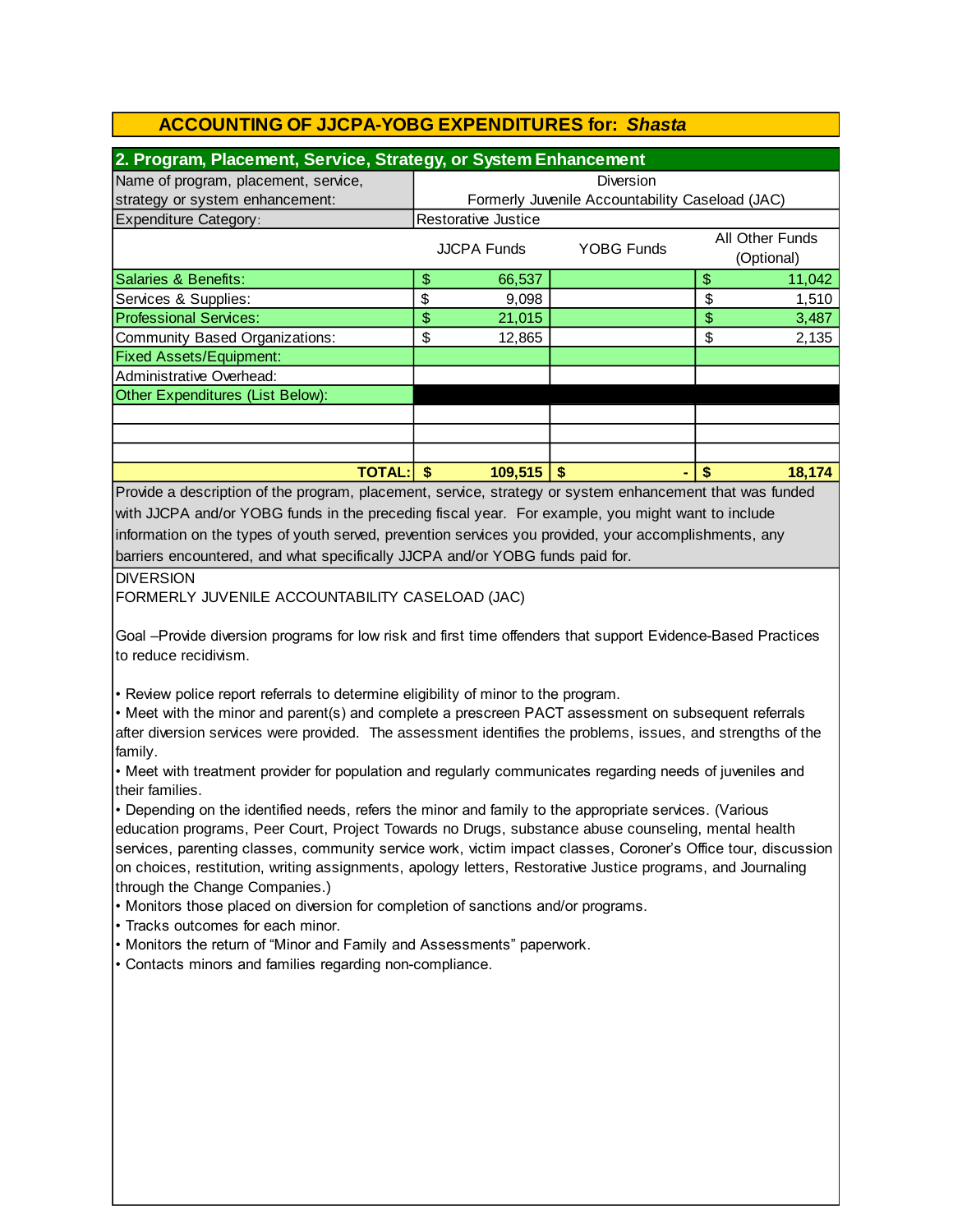## ACCOUNTING OF JJCPA-YOBG EXPENDITURES for: *Shasta*

### 2. Program, Placement, Service, Strategy, or System Enhancement

| Name of program, placement, service, strategy or system enhancement: | Diversion<br>Formerly Juvenile Accountability Caseload (JAC) | | |
|---|---|---|---|
| Expenditure Category: | Restorative Justice | | |
| | JJCPA Funds | YOBG Funds | All Other Funds (Optional) |
| Salaries & Benefits: | $ 66,537 | | $ 11,042 |
| Services & Supplies: | $ 9,098 | | $ 1,510 |
| Professional Services: | $ 21,015 | | $ 3,487 |
| Community Based Organizations: | $ 12,865 | | $ 2,135 |
| Fixed Assets/Equipment: | | | |
| Administrative Overhead: | | | |
| Other Expenditures (List Below): | | | |
| | | | |
| | | | |
| | | | |
| **TOTAL:** | **$ 109,515** | **$ -** | **$ 18,174** |

Provide a description of the program, placement, service, strategy or system enhancement that was funded with JJCPA and/or YOBG funds in the preceding fiscal year. For example, you might want to include information on the types of youth served, prevention services you provided, your accomplishments, any barriers encountered, and what specifically JJCPA and/or YOBG funds paid for.

DIVERSION
FORMERLY JUVENILE ACCOUNTABILITY CASELOAD (JAC)

Goal –Provide diversion programs for low risk and first time offenders that support Evidence-Based Practices to reduce recidivism.

- Review police report referrals to determine eligibility of minor to the program.
- Meet with the minor and parent(s) and complete a prescreen PACT assessment on subsequent referrals after diversion services were provided. The assessment identifies the problems, issues, and strengths of the family.
- Meet with treatment provider for population and regularly communicates regarding needs of juveniles and their families.
- Depending on the identified needs, refers the minor and family to the appropriate services. (Various education programs, Peer Court, Project Towards no Drugs, substance abuse counseling, mental health services, parenting classes, community service work, victim impact classes, Coroner's Office tour, discussion on choices, restitution, writing assignments, apology letters, Restorative Justice programs, and Journaling through the Change Companies.)
- Monitors those placed on diversion for completion of sanctions and/or programs.
- Tracks outcomes for each minor.
- Monitors the return of "Minor and Family and Assessments" paperwork.
- Contacts minors and families regarding non-compliance.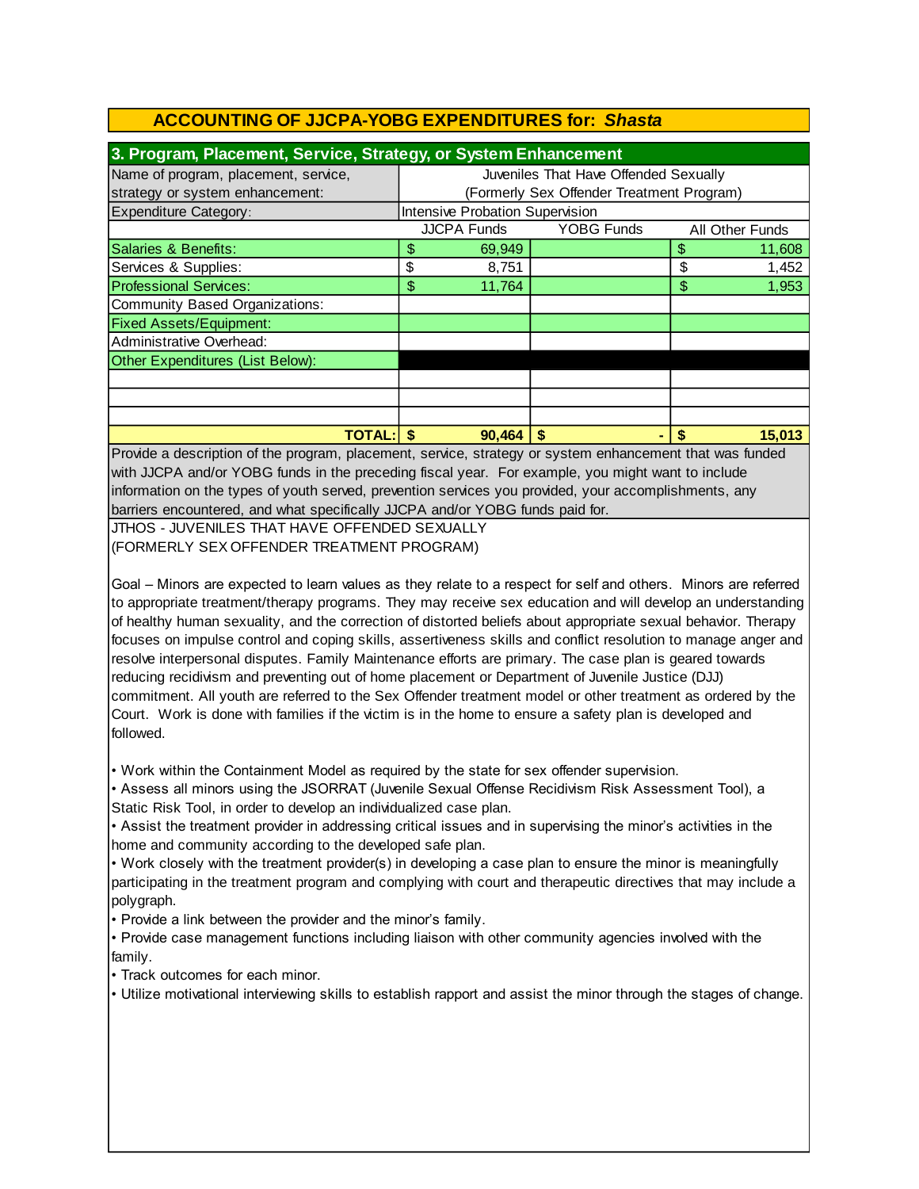## ACCOUNTING OF JJCPA-YOBG EXPENDITURES for: *Shasta*

### 3. Program, Placement, Service, Strategy, or System Enhancement

| Name of program, placement, service, strategy or system enhancement: | Juveniles That Have Offended Sexually (Formerly Sex Offender Treatment Program) | | |
|---|---|---|---|
| Expenditure Category: | Intensive Probation Supervision | | |
| | JJCPA Funds | YOBG Funds | All Other Funds |
| Salaries & Benefits: | $ 69,949 | | $ 11,608 |
| Services & Supplies: | $ 8,751 | | $ 1,452 |
| Professional Services: | $ 11,764 | | $ 1,953 |
| Community Based Organizations: | | | |
| Fixed Assets/Equipment: | | | |
| Administrative Overhead: | | | |
| Other Expenditures (List Below): | | | |
| | | | |
| | | | |
| | | | |
| **TOTAL:** | **$ 90,464** | **$ -** | **$ 15,013** |

Provide a description of the program, placement, service, strategy or system enhancement that was funded with JJCPA and/or YOBG funds in the preceding fiscal year. For example, you might want to include information on the types of youth served, prevention services you provided, your accomplishments, any barriers encountered, and what specifically JJCPA and/or YOBG funds paid for.

JTHOS - JUVENILES THAT HAVE OFFENDED SEXUALLY
(FORMERLY SEX OFFENDER TREATMENT PROGRAM)

Goal – Minors are expected to learn values as they relate to a respect for self and others. Minors are referred to appropriate treatment/therapy programs. They may receive sex education and will develop an understanding of healthy human sexuality, and the correction of distorted beliefs about appropriate sexual behavior. Therapy focuses on impulse control and coping skills, assertiveness skills and conflict resolution to manage anger and resolve interpersonal disputes. Family Maintenance efforts are primary. The case plan is geared towards reducing recidivism and preventing out of home placement or Department of Juvenile Justice (DJJ) commitment. All youth are referred to the Sex Offender treatment model or other treatment as ordered by the Court. Work is done with families if the victim is in the home to ensure a safety plan is developed and followed.

- Work within the Containment Model as required by the state for sex offender supervision.
- Assess all minors using the JSORRAT (Juvenile Sexual Offense Recidivism Risk Assessment Tool), a Static Risk Tool, in order to develop an individualized case plan.
- Assist the treatment provider in addressing critical issues and in supervising the minor's activities in the home and community according to the developed safe plan.
- Work closely with the treatment provider(s) in developing a case plan to ensure the minor is meaningfully participating in the treatment program and complying with court and therapeutic directives that may include a polygraph.
- Provide a link between the provider and the minor's family.
- Provide case management functions including liaison with other community agencies involved with the family.
- Track outcomes for each minor.
- Utilize motivational interviewing skills to establish rapport and assist the minor through the stages of change.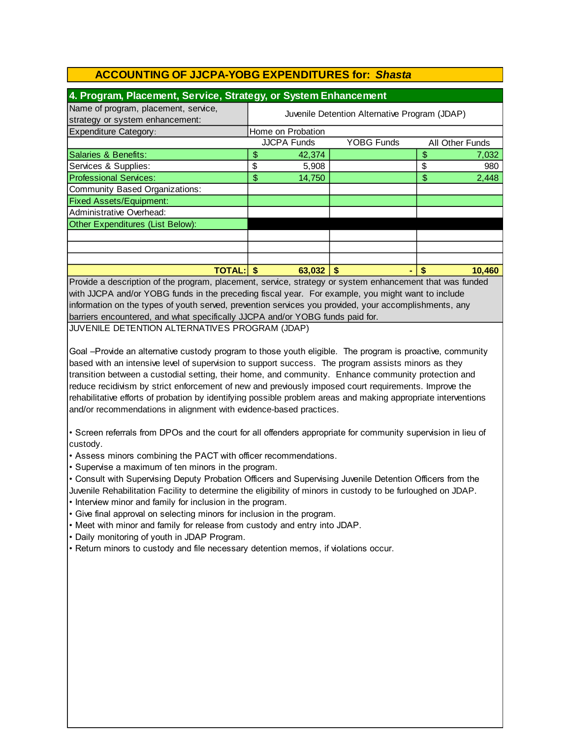## ACCOUNTING OF JJCPA-YOBG EXPENDITURES for: *Shasta*

### 4. Program, Placement, Service, Strategy, or System Enhancement

| Name of program, placement, service, strategy or system enhancement: | Juvenile Detention Alternative Program (JDAP) | | |
|---|---|---|---|
| Expenditure Category: | Home on Probation | | |
| | JJCPA Funds | YOBG Funds | All Other Funds |
| Salaries & Benefits: | $ 42,374 | | $ 7,032 |
| Services & Supplies: | $ 5,908 | | $ 980 |
| Professional Services: | $ 14,750 | | $ 2,448 |
| Community Based Organizations: | | | |
| Fixed Assets/Equipment: | | | |
| Administrative Overhead: | | | |
| Other Expenditures (List Below): | | | |
| | | | |
| | | | |
| | | | |
| **TOTAL:** | **$ 63,032** | **$ -** | **$ 10,460** |

Provide a description of the program, placement, service, strategy or system enhancement that was funded with JJCPA and/or YOBG funds in the preceding fiscal year. For example, you might want to include information on the types of youth served, prevention services you provided, your accomplishments, any barriers encountered, and what specifically JJCPA and/or YOBG funds paid for.

JUVENILE DETENTION ALTERNATIVES PROGRAM (JDAP)

Goal –Provide an alternative custody program to those youth eligible. The program is proactive, community based with an intensive level of supervision to support success. The program assists minors as they transition between a custodial setting, their home, and community. Enhance community protection and reduce recidivism by strict enforcement of new and previously imposed court requirements. Improve the rehabilitative efforts of probation by identifying possible problem areas and making appropriate interventions and/or recommendations in alignment with evidence-based practices.

- Screen referrals from DPOs and the court for all offenders appropriate for community supervision in lieu of custody.
- Assess minors combining the PACT with officer recommendations.
- Supervise a maximum of ten minors in the program.
- Consult with Supervising Deputy Probation Officers and Supervising Juvenile Detention Officers from the Juvenile Rehabilitation Facility to determine the eligibility of minors in custody to be furloughed on JDAP.
- Interview minor and family for inclusion in the program.
- Give final approval on selecting minors for inclusion in the program.
- Meet with minor and family for release from custody and entry into JDAP.
- Daily monitoring of youth in JDAP Program.
- Return minors to custody and file necessary detention memos, if violations occur.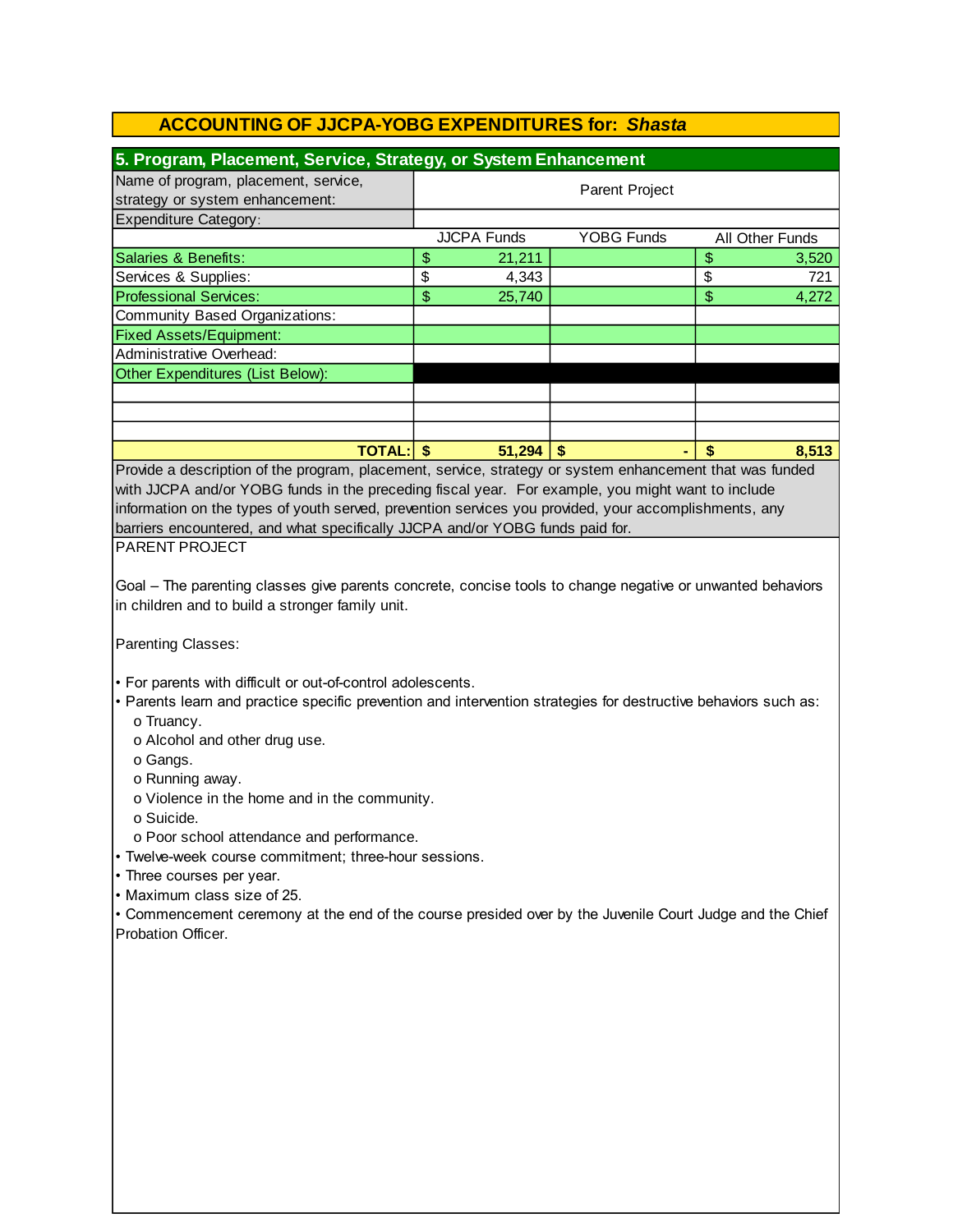## ACCOUNTING OF JJCPA-YOBG EXPENDITURES for: *Shasta*

### 5. Program, Placement, Service, Strategy, or System Enhancement

| Name of program, placement, service, strategy or system enhancement: | Parent Project | | |
|---|---|---|---|
| Expenditure Category: | | | |
| | JJCPA Funds | YOBG Funds | All Other Funds |
| Salaries & Benefits: | $ 21,211 | | $ 3,520 |
| Services & Supplies: | $ 4,343 | | $ 721 |
| Professional Services: | $ 25,740 | | $ 4,272 |
| Community Based Organizations: | | | |
| Fixed Assets/Equipment: | | | |
| Administrative Overhead: | | | |
| Other Expenditures (List Below): | | | |
| | | | |
| | | | |
| | | | |
| **TOTAL:** | **$ 51,294** | **$ -** | **$ 8,513** |

Provide a description of the program, placement, service, strategy or system enhancement that was funded with JJCPA and/or YOBG funds in the preceding fiscal year. For example, you might want to include information on the types of youth served, prevention services you provided, your accomplishments, any barriers encountered, and what specifically JJCPA and/or YOBG funds paid for.

PARENT PROJECT

Goal – The parenting classes give parents concrete, concise tools to change negative or unwanted behaviors in children and to build a stronger family unit.

Parenting Classes:

- For parents with difficult or out-of-control adolescents.
- Parents learn and practice specific prevention and intervention strategies for destructive behaviors such as:
  - Truancy.
  - Alcohol and other drug use.
  - Gangs.
  - Running away.
  - Violence in the home and in the community.
  - Suicide.
  - Poor school attendance and performance.
- Twelve-week course commitment; three-hour sessions.
- Three courses per year.
- Maximum class size of 25.
- Commencement ceremony at the end of the course presided over by the Juvenile Court Judge and the Chief Probation Officer.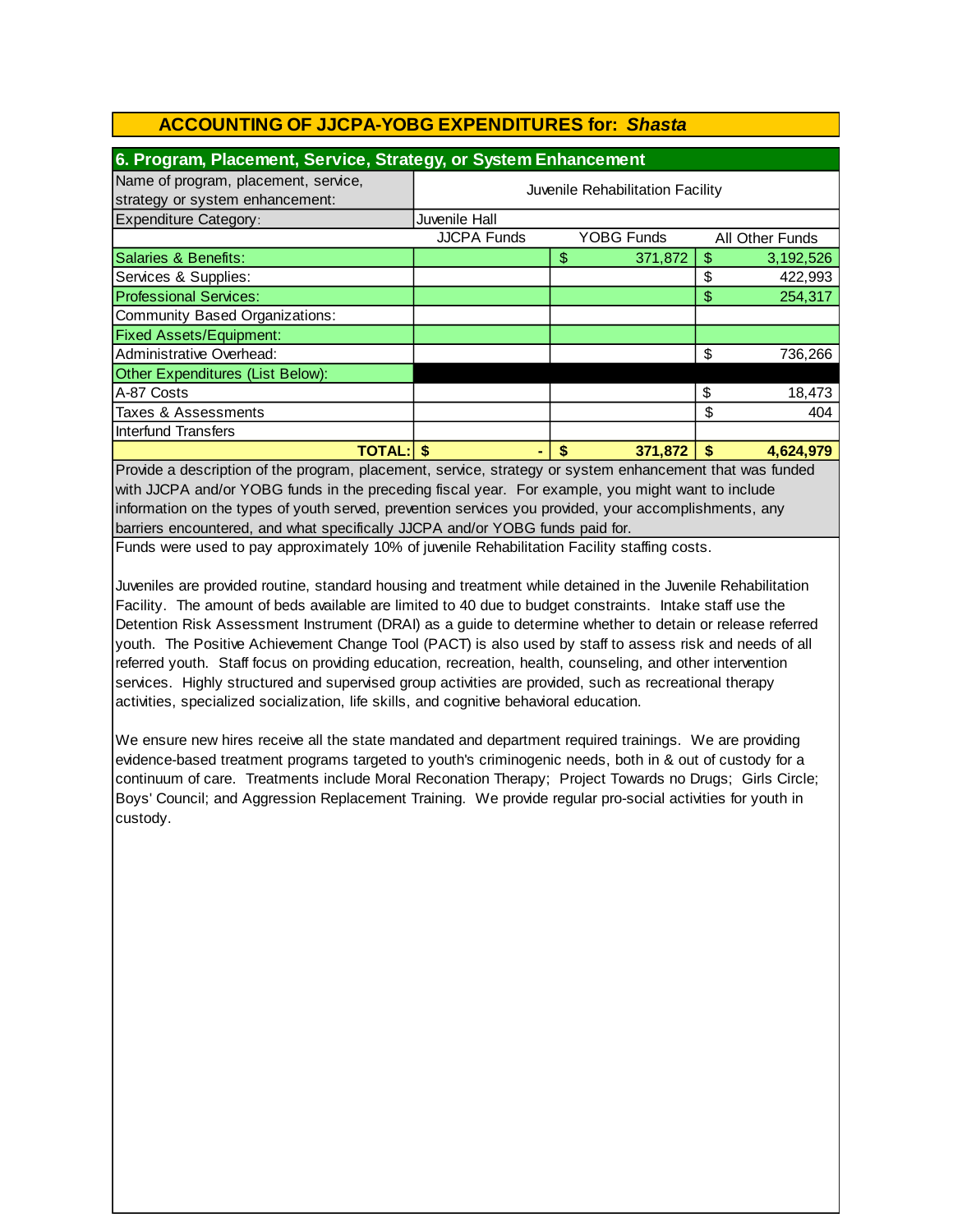## ACCOUNTING OF JJCPA-YOBG EXPENDITURES for: *Shasta*

### 6. Program, Placement, Service, Strategy, or System Enhancement

| | | | |
|---|---|---|---|
| Name of program, placement, service, strategy or system enhancement: | Juvenile Rehabilitation Facility | | |
| Expenditure Category: | Juvenile Hall | | |
| | JJCPA Funds | YOBG Funds | All Other Funds |
| Salaries & Benefits: | | $ 371,872 | $ 3,192,526 |
| Services & Supplies: | | | $ 422,993 |
| Professional Services: | | | $ 254,317 |
| Community Based Organizations: | | | |
| Fixed Assets/Equipment: | | | |
| Administrative Overhead: | | | $ 736,266 |
| Other Expenditures (List Below): | | | |
| A-87 Costs | | | $ 18,473 |
| Taxes & Assessments | | | $ 404 |
| Interfund Transfers | | | |
| **TOTAL:** | **$ -** | **$ 371,872** | **$ 4,624,979** |

Provide a description of the program, placement, service, strategy or system enhancement that was funded with JJCPA and/or YOBG funds in the preceding fiscal year. For example, you might want to include information on the types of youth served, prevention services you provided, your accomplishments, any barriers encountered, and what specifically JJCPA and/or YOBG funds paid for.

Funds were used to pay approximately 10% of juvenile Rehabilitation Facility staffing costs.

Juveniles are provided routine, standard housing and treatment while detained in the Juvenile Rehabilitation Facility. The amount of beds available are limited to 40 due to budget constraints. Intake staff use the Detention Risk Assessment Instrument (DRAI) as a guide to determine whether to detain or release referred youth. The Positive Achievement Change Tool (PACT) is also used by staff to assess risk and needs of all referred youth. Staff focus on providing education, recreation, health, counseling, and other intervention services. Highly structured and supervised group activities are provided, such as recreational therapy activities, specialized socialization, life skills, and cognitive behavioral education.

We ensure new hires receive all the state mandated and department required trainings. We are providing evidence-based treatment programs targeted to youth's criminogenic needs, both in & out of custody for a continuum of care. Treatments include Moral Reconation Therapy; Project Towards no Drugs; Girls Circle; Boys' Council; and Aggression Replacement Training. We provide regular pro-social activities for youth in custody.